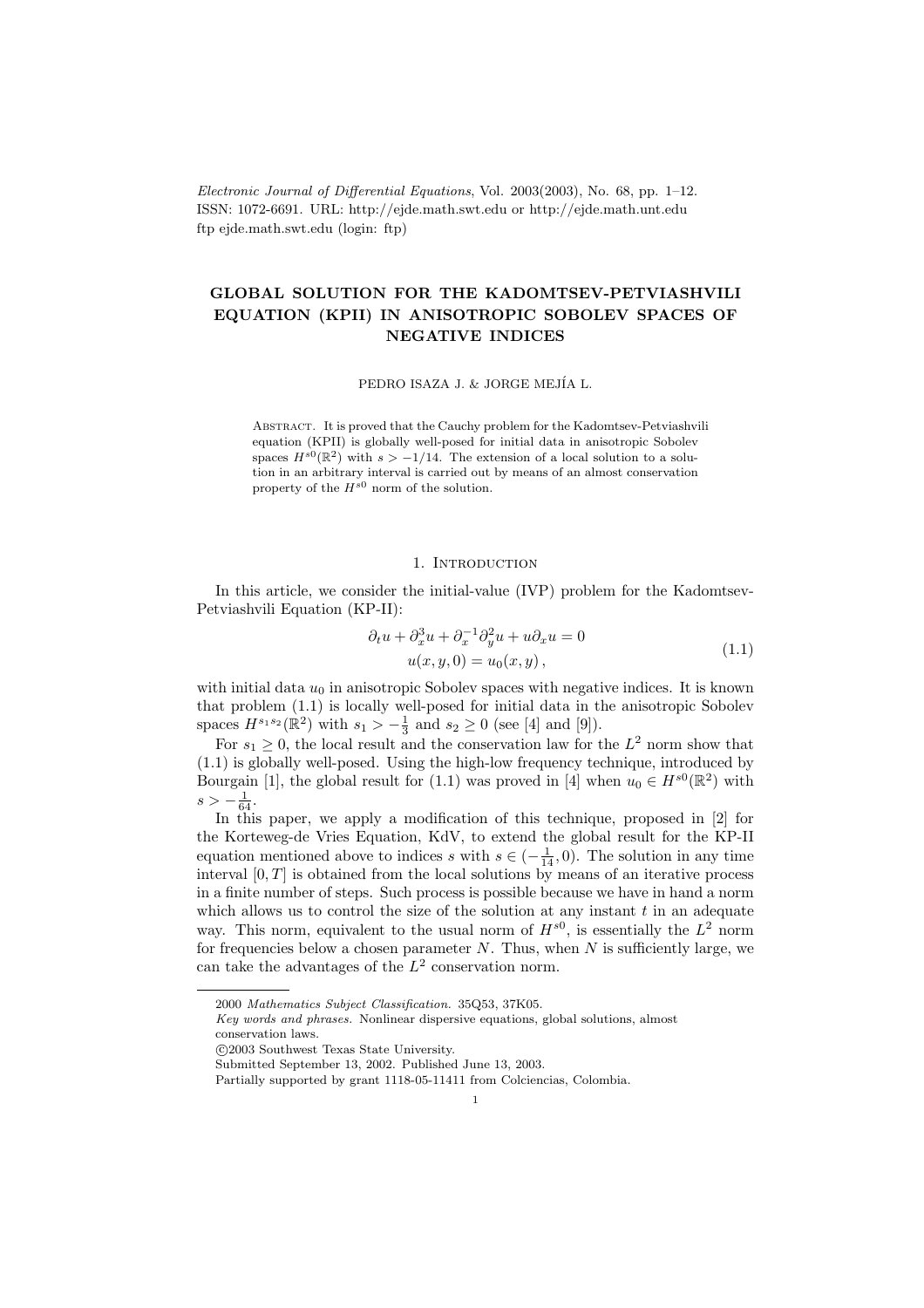# GLOBAL SOLUTION FOR THE KADOMTSEV-PETVIASHVILI EQUATION (KPII) IN ANISOTROPIC SOBOLEV SPACES OF NEGATIVE INDICES

PEDRO ISAZA J. & JORGE MEJÍA L.

Abstract. It is proved that the Cauchy problem for the Kadomtsev-Petviashvili equation (KPII) is globally well-posed for initial data in anisotropic Sobolev spaces $H^{s0}(\mathbb{R}^2)$ with $s > -1/14$. The extension of a local solution to a solution in an arbitrary interval is carried out by means of an almost conservation property of the $H^{s0}$ norm of the solution.

## 1. Introduction

In this article, we consider the initial-value (IVP) problem for the Kadomtsev-Petviashvili Equation (KP-II):

$$
\begin{gathered}
\partial_t u + \partial_x^3 u + \partial_x^{-1}\partial_y^2 u + u\partial_x u = 0 \\
u(x,y,0) = u_0(x,y)\,,
\end{gathered}
\tag{1.1}
$$

with initial data $u_0$ in anisotropic Sobolev spaces with negative indices. It is known that problem (1.1) is locally well-posed for initial data in the anisotropic Sobolev spaces $H^{s_1 s_2}(\mathbb{R}^2)$ with $s_1 > -\frac{1}{3}$ and $s_2 \geq 0$ (see [4] and [9]).

For $s_1 \geq 0$, the local result and the conservation law for the $L^2$ norm show that (1.1) is globally well-posed. Using the high-low frequency technique, introduced by Bourgain [1], the global result for (1.1) was proved in [4] when $u_0 \in H^{s0}(\mathbb{R}^2)$ with $s > -\frac{1}{64}$.

In this paper, we apply a modification of this technique, proposed in [2] for the Korteweg-de Vries Equation, KdV, to extend the global result for the KP-II equation mentioned above to indices $s$ with $s \in (-\frac{1}{14}, 0)$. The solution in any time interval $[0,T]$ is obtained from the local solutions by means of an iterative process in a finite number of steps. Such process is possible because we have in hand a norm which allows us to control the size of the solution at any instant $t$ in an adequate way. This norm, equivalent to the usual norm of $H^{s0}$, is essentially the $L^2$ norm for frequencies below a chosen parameter $N$. Thus, when $N$ is sufficiently large, we can take the advantages of the $L^2$ conservation norm.

---

2000 *Mathematics Subject Classification.* 35Q53, 37K05.

*Key words and phrases.* Nonlinear dispersive equations, global solutions, almost conservation laws.

©2003 Southwest Texas State University.

Submitted September 13, 2002. Published June 13, 2003.

Partially supported by grant 1118-05-11411 from Colciencias, Colombia.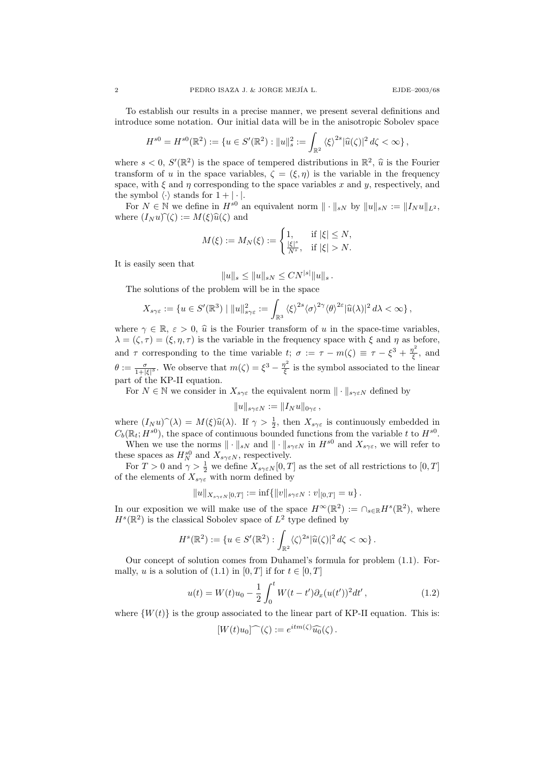To establish our results in a precise manner, we present several definitions and introduce some notation. Our initial data will be in the anisotropic Sobolev space

$$H^{s0} = H^{s0}(\mathbb{R}^2) := \{u \in S'(\mathbb{R}^2) : \|u\|_s^2 := \int_{\mathbb{R}^2} \langle\xi\rangle^{2s} |\widehat{u}(\zeta)|^2 \, d\zeta < \infty\} ,$$

where $s < 0$, $S'(\mathbb{R}^2)$ is the space of tempered distributions in $\mathbb{R}^2$, $\widehat{u}$ is the Fourier transform of $u$ in the space variables, $\zeta = (\xi, \eta)$ is the variable in the frequency space, with $\xi$ and $\eta$ corresponding to the space variables $x$ and $y$, respectively, and the symbol $\langle\cdot\rangle$ stands for $1 + |\cdot|$.

For $N \in \mathbb{N}$ we define in $H^{s0}$ an equivalent norm $\|\cdot\|_{sN}$ by $\|u\|_{sN} := \|I_N u\|_{L^2}$, where $(I_N u)\widehat{}(\zeta) := M(\xi)\widehat{u}(\zeta)$ and

$$M(\xi) := M_N(\xi) := \begin{cases} 1, & \text{if } |\xi| \leq N, \\ \frac{|\xi|^s}{N^s}, & \text{if } |\xi| > N. \end{cases}$$

It is easily seen that

$$\|u\|_s \leq \|u\|_{sN} \leq C N^{|s|} \|u\|_s .$$

The solutions of the problem will be in the space

$$X_{s\gamma\varepsilon} := \{u \in S'(\mathbb{R}^3) \mid \|u\|_{s\gamma\varepsilon}^2 := \int_{\mathbb{R}^3} \langle\xi\rangle^{2s} \langle\sigma\rangle^{2\gamma} \langle\theta\rangle^{2\varepsilon} |\widehat{u}(\lambda)|^2 \, d\lambda < \infty\} ,$$

where $\gamma \in \mathbb{R}$, $\varepsilon > 0$, $\widehat{u}$ is the Fourier transform of $u$ in the space-time variables, $\lambda = (\zeta, \tau) = (\xi, \eta, \tau)$ is the variable in the frequency space with $\xi$ and $\eta$ as before, and $\tau$ corresponding to the time variable $t$; $\sigma := \tau - m(\zeta) \equiv \tau - \xi^3 + \frac{\eta^2}{\xi}$, and $\theta := \frac{\sigma}{1+|\xi|^3}$. We observe that $m(\zeta) = \xi^3 - \frac{\eta^2}{\xi}$ is the symbol associated to the linear part of the KP-II equation.

For $N \in \mathbb{N}$ we consider in $X_{s\gamma\varepsilon}$ the equivalent norm $\|\cdot\|_{s\gamma\varepsilon N}$ defined by

$$\|u\|_{s\gamma\varepsilon N} := \|I_N u\|_{0\gamma\varepsilon} ,$$

where $(I_N u)\widehat{}(\lambda) = M(\xi)\widehat{u}(\lambda)$. If $\gamma > \frac{1}{2}$, then $X_{s\gamma\varepsilon}$ is continuously embedded in $C_b(\mathbb{R}_t; H^{s0})$, the space of continuous bounded functions from the variable $t$ to $H^{s0}$.

When we use the norms $\|\cdot\|_{sN}$ and $\|\cdot\|_{s\gamma\varepsilon N}$ in $H^{s0}$ and $X_{s\gamma\varepsilon}$, we will refer to these spaces as $H^{s0}_N$ and $X_{s\gamma\varepsilon N}$, respectively.

For $T > 0$ and $\gamma > \frac{1}{2}$ we define $X_{s\gamma\varepsilon N}[0, T]$ as the set of all restrictions to $[0, T]$ of the elements of $X_{s\gamma\varepsilon}$ with norm defined by

$$\|u\|_{X_{s\gamma\varepsilon N}[0,T]} := \inf\{\|v\|_{s\gamma\varepsilon N} : v|_{[0,T]} = u\} .$$

In our exposition we will make use of the space $H^\infty(\mathbb{R}^2) := \cap_{s\in\mathbb{R}} H^s(\mathbb{R}^2)$, where $H^s(\mathbb{R}^2)$ is the classical Sobolev space of $L^2$ type defined by

$$H^s(\mathbb{R}^2) := \{u \in S'(\mathbb{R}^2) : \int_{\mathbb{R}^2} \langle\zeta\rangle^{2s} |\widehat{u}(\zeta)|^2 \, d\zeta < \infty\} .$$

Our concept of solution comes from Duhamel's formula for problem (1.1). Formally, $u$ is a solution of (1.1) in $[0, T]$ if for $t \in [0, T]$

$$u(t) = W(t)u_0 - \frac{1}{2} \int_0^t W(t - t')\partial_x (u(t'))^2 dt' , \tag{1.2}$$

where $\{W(t)\}$ is the group associated to the linear part of KP-II equation. This is:

$$[W(t)u_0]\widehat{}(\zeta) := e^{itm(\zeta)}\widehat{u_0}(\zeta) .$$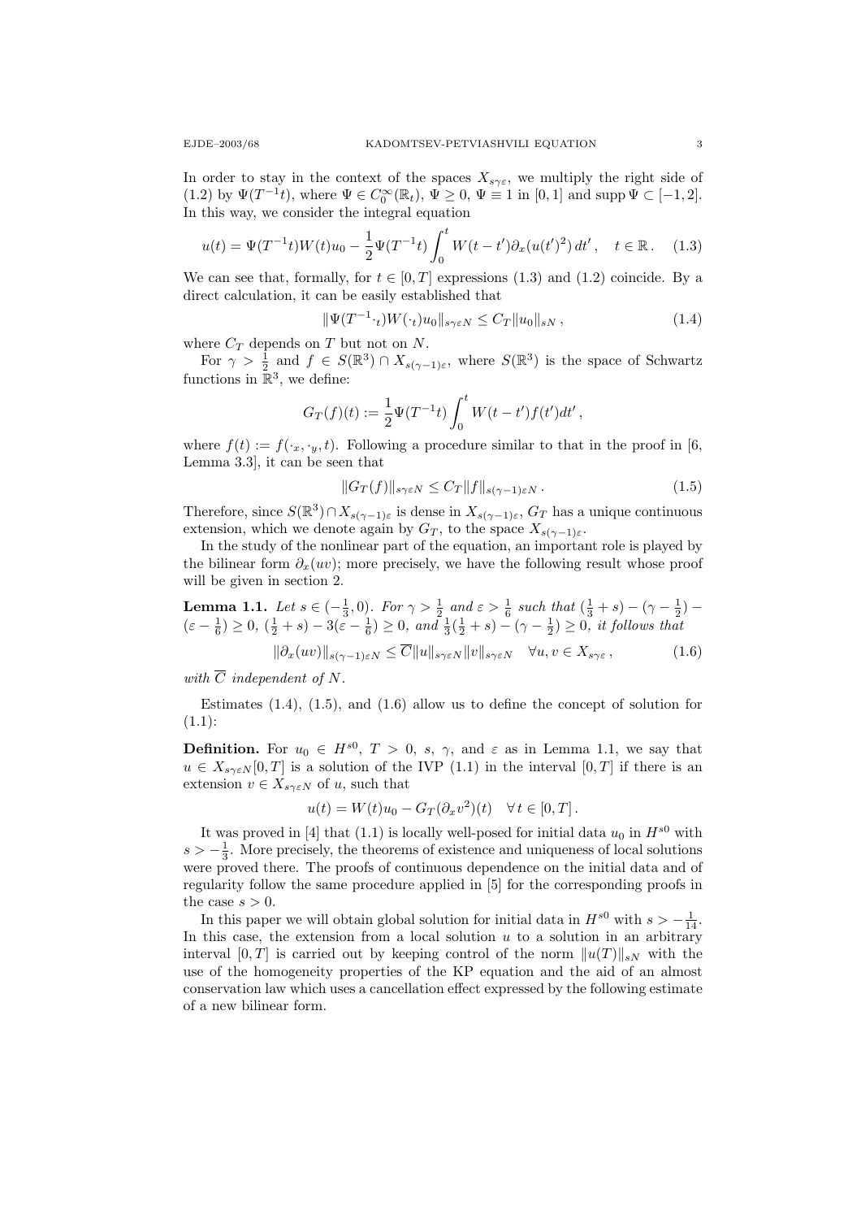In order to stay in the context of the spaces $X_{s\gamma\varepsilon}$, we multiply the right side of (1.2) by $\Psi(T^{-1}t)$, where $\Psi \in C_0^\infty(\mathbb{R}_t)$, $\Psi \geq 0$, $\Psi \equiv 1$ in $[0,1]$ and $\operatorname{supp}\Psi \subset [-1,2]$. In this way, we consider the integral equation

$$u(t) = \Psi(T^{-1}t)W(t)u_0 - \frac{1}{2}\Psi(T^{-1}t)\int_0^t W(t-t')\partial_x(u(t')^2)\,dt', \quad t \in \mathbb{R}. \quad (1.3)$$

We can see that, formally, for $t \in [0,T]$ expressions (1.3) and (1.2) coincide. By a direct calculation, it can be easily established that

$$\|\Psi(T^{-1}\cdot_t)W(\cdot_t)u_0\|_{s\gamma\varepsilon N} \leq C_T\|u_0\|_{sN}, \quad (1.4)$$

where $C_T$ depends on $T$ but not on $N$.

For $\gamma > \frac{1}{2}$ and $f \in S(\mathbb{R}^3) \cap X_{s(\gamma-1)\varepsilon}$, where $S(\mathbb{R}^3)$ is the space of Schwartz functions in $\mathbb{R}^3$, we define:

$$G_T(f)(t) := \frac{1}{2}\Psi(T^{-1}t)\int_0^t W(t-t')f(t')dt',$$

where $f(t) := f(\cdot_x, \cdot_y, t)$. Following a procedure similar to that in the proof in [6, Lemma 3.3], it can be seen that

$$\|G_T(f)\|_{s\gamma\varepsilon N} \leq C_T\|f\|_{s(\gamma-1)\varepsilon N}. \quad (1.5)$$

Therefore, since $S(\mathbb{R}^3) \cap X_{s(\gamma-1)\varepsilon}$ is dense in $X_{s(\gamma-1)\varepsilon}$, $G_T$ has a unique continuous extension, which we denote again by $G_T$, to the space $X_{s(\gamma-1)\varepsilon}$.

In the study of the nonlinear part of the equation, an important role is played by the bilinear form $\partial_x(uv)$; more precisely, we have the following result whose proof will be given in section 2.

**Lemma 1.1.** *Let $s \in (-\frac{1}{3}, 0)$. For $\gamma > \frac{1}{2}$ and $\varepsilon > \frac{1}{6}$ such that $(\frac{1}{3}+s) - (\gamma - \frac{1}{2}) - (\varepsilon - \frac{1}{6}) \geq 0$, $(\frac{1}{2}+s) - 3(\varepsilon - \frac{1}{6}) \geq 0$, and $\frac{1}{3}(\frac{1}{2}+s) - (\gamma - \frac{1}{2}) \geq 0$, it follows that*

$$\|\partial_x(uv)\|_{s(\gamma-1)\varepsilon N} \leq \overline{C}\|u\|_{s\gamma\varepsilon N}\|v\|_{s\gamma\varepsilon N} \quad \forall u, v \in X_{s\gamma\varepsilon}, \quad (1.6)$$

*with $\overline{C}$ independent of $N$.*

Estimates (1.4), (1.5), and (1.6) allow us to define the concept of solution for (1.1):

**Definition.** For $u_0 \in H^{s0}$, $T > 0$, $s$, $\gamma$, and $\varepsilon$ as in Lemma 1.1, we say that $u \in X_{s\gamma\varepsilon N}[0,T]$ is a solution of the IVP (1.1) in the interval $[0,T]$ if there is an extension $v \in X_{s\gamma\varepsilon N}$ of $u$, such that

$$u(t) = W(t)u_0 - G_T(\partial_x v^2)(t) \quad \forall\, t \in [0,T].$$

It was proved in [4] that (1.1) is locally well-posed for initial data $u_0$ in $H^{s0}$ with $s > -\frac{1}{3}$. More precisely, the theorems of existence and uniqueness of local solutions were proved there. The proofs of continuous dependence on the initial data and of regularity follow the same procedure applied in [5] for the corresponding proofs in the case $s > 0$.

In this paper we will obtain global solution for initial data in $H^{s0}$ with $s > -\frac{1}{14}$. In this case, the extension from a local solution $u$ to a solution in an arbitrary interval $[0,T]$ is carried out by keeping control of the norm $\|u(T)\|_{sN}$ with the use of the homogeneity properties of the KP equation and the aid of an almost conservation law which uses a cancellation effect expressed by the following estimate of a new bilinear form.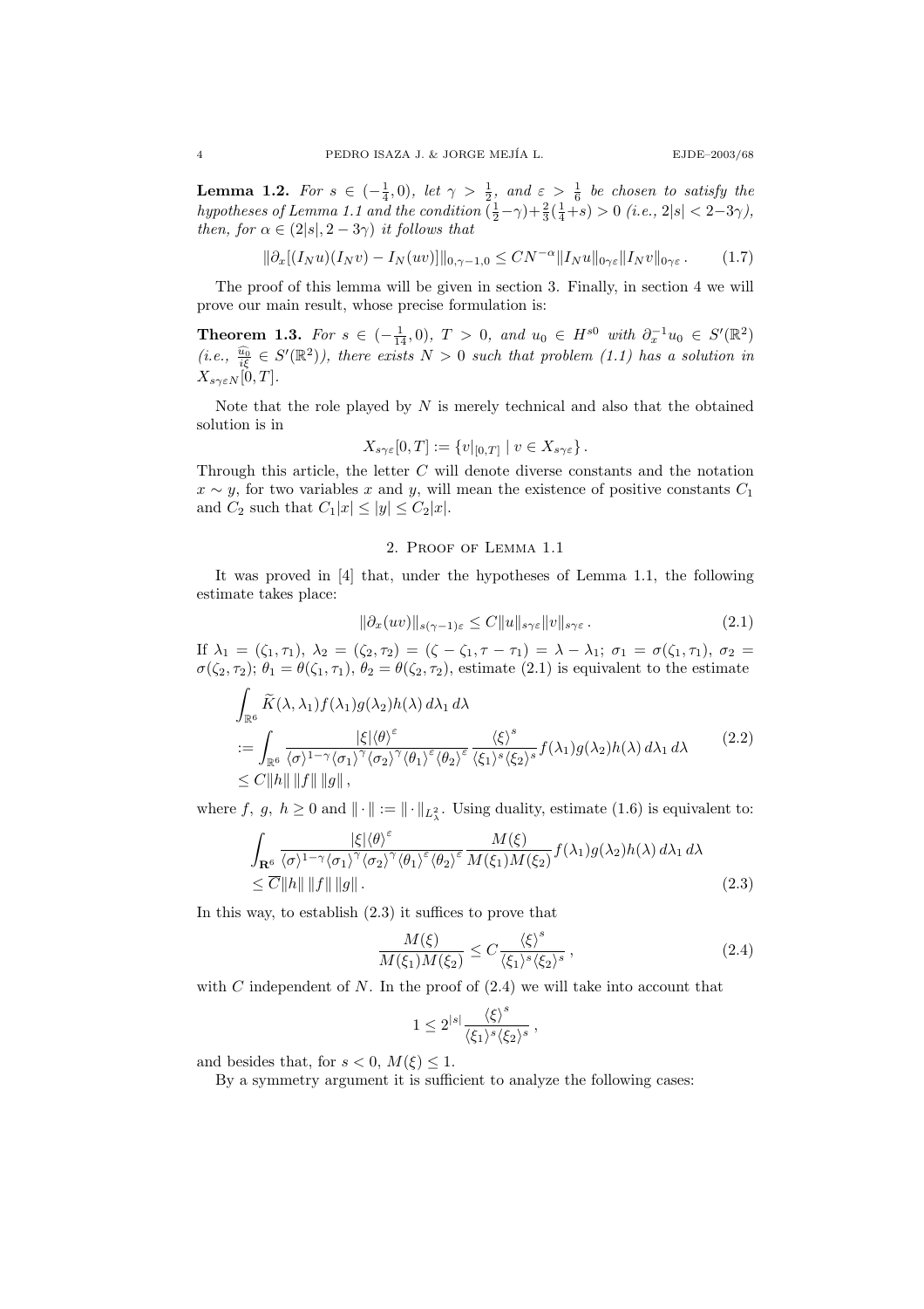**Lemma 1.2.** *For $s \in (-\frac{1}{4}, 0)$, let $\gamma > \frac{1}{2}$, and $\varepsilon > \frac{1}{6}$ be chosen to satisfy the hypotheses of Lemma 1.1 and the condition $(\frac{1}{2}-\gamma)+\frac{2}{3}(\frac{1}{4}+s) > 0$ (i.e., $2|s| < 2-3\gamma$), then, for $\alpha \in (2|s|, 2-3\gamma)$ it follows that*

$$\|\partial_x[(I_N u)(I_N v) - I_N(uv)]\|_{0,\gamma-1,0} \leq CN^{-\alpha}\|I_N u\|_{0\gamma\varepsilon}\|I_N v\|_{0\gamma\varepsilon}\,. \tag{1.7}$$

The proof of this lemma will be given in section 3. Finally, in section 4 we will prove our main result, whose precise formulation is:

**Theorem 1.3.** *For $s \in (-\frac{1}{14}, 0)$, $T > 0$, and $u_0 \in H^{s0}$ with $\partial_x^{-1}u_0 \in S'(\mathbb{R}^2)$ (i.e., $\frac{\widehat{u_0}}{i\xi} \in S'(\mathbb{R}^2)$), there exists $N > 0$ such that problem (1.1) has a solution in $X_{s\gamma\varepsilon N}[0, T]$.*

Note that the role played by $N$ is merely technical and also that the obtained solution is in

$$X_{s\gamma\varepsilon}[0, T] := \{v|_{[0,T]} \mid v \in X_{s\gamma\varepsilon}\}\,.$$

Through this article, the letter $C$ will denote diverse constants and the notation $x \sim y$, for two variables $x$ and $y$, will mean the existence of positive constants $C_1$ and $C_2$ such that $C_1|x| \leq |y| \leq C_2|x|$.

## 2. Proof of Lemma 1.1

It was proved in [4] that, under the hypotheses of Lemma 1.1, the following estimate takes place:

$$\|\partial_x(uv)\|_{s(\gamma-1)\varepsilon} \leq C\|u\|_{s\gamma\varepsilon}\|v\|_{s\gamma\varepsilon}\,. \tag{2.1}$$

If $\lambda_1 = (\zeta_1, \tau_1)$, $\lambda_2 = (\zeta_2, \tau_2) = (\zeta - \zeta_1, \tau - \tau_1) = \lambda - \lambda_1$; $\sigma_1 = \sigma(\zeta_1, \tau_1)$, $\sigma_2 = \sigma(\zeta_2, \tau_2)$; $\theta_1 = \theta(\zeta_1, \tau_1)$, $\theta_2 = \theta(\zeta_2, \tau_2)$, estimate (2.1) is equivalent to the estimate

$$\begin{aligned}
&\int_{\mathbb{R}^6} \widetilde{K}(\lambda, \lambda_1) f(\lambda_1) g(\lambda_2) h(\lambda)\, d\lambda_1\, d\lambda \\
&:= \int_{\mathbb{R}^6} \frac{|\xi|\langle\theta\rangle^{\varepsilon}}{\langle\sigma\rangle^{1-\gamma}\langle\sigma_1\rangle^{\gamma}\langle\sigma_2\rangle^{\gamma}\langle\theta_1\rangle^{\varepsilon}\langle\theta_2\rangle^{\varepsilon}} \frac{\langle\xi\rangle^{s}}{\langle\xi_1\rangle^{s}\langle\xi_2\rangle^{s}} f(\lambda_1) g(\lambda_2) h(\lambda)\, d\lambda_1\, d\lambda \\
&\leq C\|h\|\,\|f\|\,\|g\|\,,
\end{aligned} \tag{2.2}$$

where $f,\ g,\ h \geq 0$ and $\|\cdot\| := \|\cdot\|_{L^2_\lambda}$. Using duality, estimate (1.6) is equivalent to:

$$\begin{aligned}
&\int_{\mathbf{R}^6} \frac{|\xi|\langle\theta\rangle^{\varepsilon}}{\langle\sigma\rangle^{1-\gamma}\langle\sigma_1\rangle^{\gamma}\langle\sigma_2\rangle^{\gamma}\langle\theta_1\rangle^{\varepsilon}\langle\theta_2\rangle^{\varepsilon}} \frac{M(\xi)}{M(\xi_1)M(\xi_2)} f(\lambda_1) g(\lambda_2) h(\lambda)\, d\lambda_1\, d\lambda \\
&\leq \overline{C}\|h\|\,\|f\|\,\|g\|\,.
\end{aligned} \tag{2.3}$$

In this way, to establish (2.3) it suffices to prove that

$$\frac{M(\xi)}{M(\xi_1)M(\xi_2)} \leq C\frac{\langle\xi\rangle^{s}}{\langle\xi_1\rangle^{s}\langle\xi_2\rangle^{s}}\,, \tag{2.4}$$

with $C$ independent of $N$. In the proof of (2.4) we will take into account that

$$1 \leq 2^{|s|}\frac{\langle\xi\rangle^{s}}{\langle\xi_1\rangle^{s}\langle\xi_2\rangle^{s}}\,,$$

and besides that, for $s < 0$, $M(\xi) \leq 1$.

By a symmetry argument it is sufficient to analyze the following cases: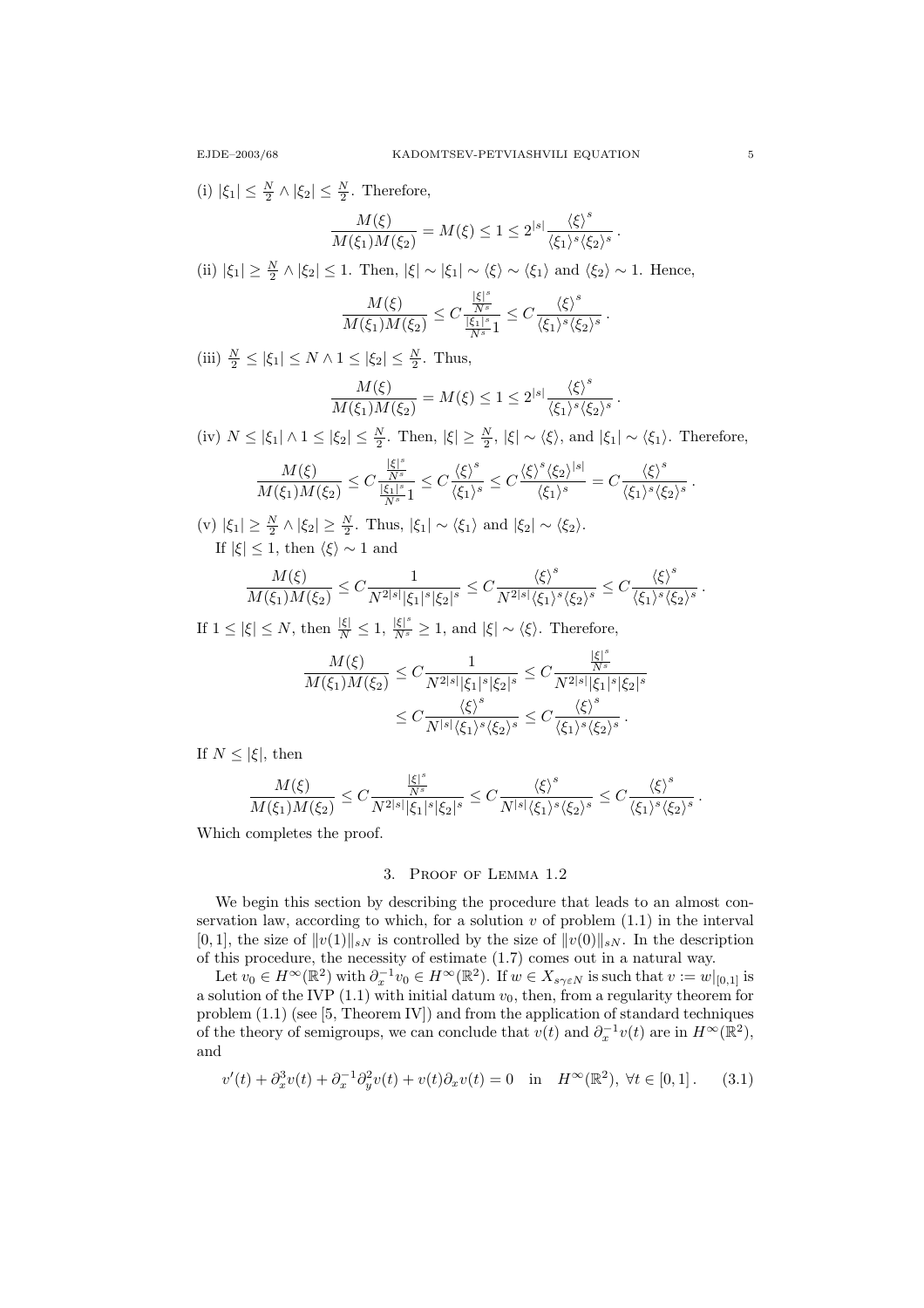(i) $|\xi_1| \leq \frac{N}{2} \wedge |\xi_2| \leq \frac{N}{2}$. Therefore,

$$\frac{M(\xi)}{M(\xi_1)M(\xi_2)} = M(\xi) \leq 1 \leq 2^{|s|} \frac{\langle\xi\rangle^s}{\langle\xi_1\rangle^s \langle\xi_2\rangle^s}.$$

(ii) $|\xi_1| \geq \frac{N}{2} \wedge |\xi_2| \leq 1$. Then, $|\xi| \sim |\xi_1| \sim \langle\xi\rangle \sim \langle\xi_1\rangle$ and $\langle\xi_2\rangle \sim 1$. Hence,

$$\frac{M(\xi)}{M(\xi_1)M(\xi_2)} \leq C \frac{\frac{|\xi|^s}{N^s}}{\frac{|\xi_1|^s}{N^s} 1} \leq C \frac{\langle\xi\rangle^s}{\langle\xi_1\rangle^s \langle\xi_2\rangle^s}.$$

(iii) $\frac{N}{2} \leq |\xi_1| \leq N \wedge 1 \leq |\xi_2| \leq \frac{N}{2}$. Thus,

$$\frac{M(\xi)}{M(\xi_1)M(\xi_2)} = M(\xi) \leq 1 \leq 2^{|s|} \frac{\langle\xi\rangle^s}{\langle\xi_1\rangle^s \langle\xi_2\rangle^s}.$$

(iv) $N \leq |\xi_1| \wedge 1 \leq |\xi_2| \leq \frac{N}{2}$. Then, $|\xi| \geq \frac{N}{2}$, $|\xi| \sim \langle\xi\rangle$, and $|\xi_1| \sim \langle\xi_1\rangle$. Therefore,

$$\frac{M(\xi)}{M(\xi_1)M(\xi_2)} \leq C \frac{\frac{|\xi|^s}{N^s}}{\frac{|\xi_1|^s}{N^s} 1} \leq C \frac{\langle\xi\rangle^s}{\langle\xi_1\rangle^s} \leq C \frac{\langle\xi\rangle^s \langle\xi_2\rangle^{|s|}}{\langle\xi_1\rangle^s} = C \frac{\langle\xi\rangle^s}{\langle\xi_1\rangle^s \langle\xi_2\rangle^s}.$$

(v) $|\xi_1| \geq \frac{N}{2} \wedge |\xi_2| \geq \frac{N}{2}$. Thus, $|\xi_1| \sim \langle\xi_1\rangle$ and $|\xi_2| \sim \langle\xi_2\rangle$.
If $|\xi| \leq 1$, then $\langle\xi\rangle \sim 1$ and

$$\frac{M(\xi)}{M(\xi_1)M(\xi_2)} \leq C \frac{1}{N^{2|s|}|\xi_1|^s |\xi_2|^s} \leq C \frac{\langle\xi\rangle^s}{N^{2|s|}\langle\xi_1\rangle^s \langle\xi_2\rangle^s} \leq C \frac{\langle\xi\rangle^s}{\langle\xi_1\rangle^s \langle\xi_2\rangle^s}.$$

If $1 \leq |\xi| \leq N$, then $\frac{|\xi|}{N} \leq 1$, $\frac{|\xi|^s}{N^s} \geq 1$, and $|\xi| \sim \langle\xi\rangle$. Therefore,

$$\begin{aligned}
\frac{M(\xi)}{M(\xi_1)M(\xi_2)} &\leq C \frac{1}{N^{2|s|}|\xi_1|^s |\xi_2|^s} \leq C \frac{\frac{|\xi|^s}{N^s}}{N^{2|s|}|\xi_1|^s |\xi_2|^s} \\
&\leq C \frac{\langle\xi\rangle^s}{N^{|s|}\langle\xi_1\rangle^s \langle\xi_2\rangle^s} \leq C \frac{\langle\xi\rangle^s}{\langle\xi_1\rangle^s \langle\xi_2\rangle^s}.
\end{aligned}$$

If $N \leq |\xi|$, then

$$\frac{M(\xi)}{M(\xi_1)M(\xi_2)} \leq C \frac{\frac{|\xi|^s}{N^s}}{N^{2|s|}|\xi_1|^s |\xi_2|^s} \leq C \frac{\langle\xi\rangle^s}{N^{|s|}\langle\xi_1\rangle^s \langle\xi_2\rangle^s} \leq C \frac{\langle\xi\rangle^s}{\langle\xi_1\rangle^s \langle\xi_2\rangle^s}.$$

Which completes the proof.

## 3. Proof of Lemma 1.2

We begin this section by describing the procedure that leads to an almost conservation law, according to which, for a solution $v$ of problem (1.1) in the interval $[0,1]$, the size of $\|v(1)\|_{sN}$ is controlled by the size of $\|v(0)\|_{sN}$. In the description of this procedure, the necessity of estimate (1.7) comes out in a natural way.

Let $v_0 \in H^\infty(\mathbb{R}^2)$ with $\partial_x^{-1} v_0 \in H^\infty(\mathbb{R}^2)$. If $w \in X_{s\gamma\varepsilon N}$ is such that $v := w|_{[0,1]}$ is a solution of the IVP (1.1) with initial datum $v_0$, then, from a regularity theorem for problem (1.1) (see [5, Theorem IV]) and from the application of standard techniques of the theory of semigroups, we can conclude that $v(t)$ and $\partial_x^{-1} v(t)$ are in $H^\infty(\mathbb{R}^2)$, and

$$v'(t) + \partial_x^3 v(t) + \partial_x^{-1}\partial_y^2 v(t) + v(t)\partial_x v(t) = 0 \quad \text{in} \quad H^\infty(\mathbb{R}^2),\ \forall t \in [0,1]. \qquad (3.1)$$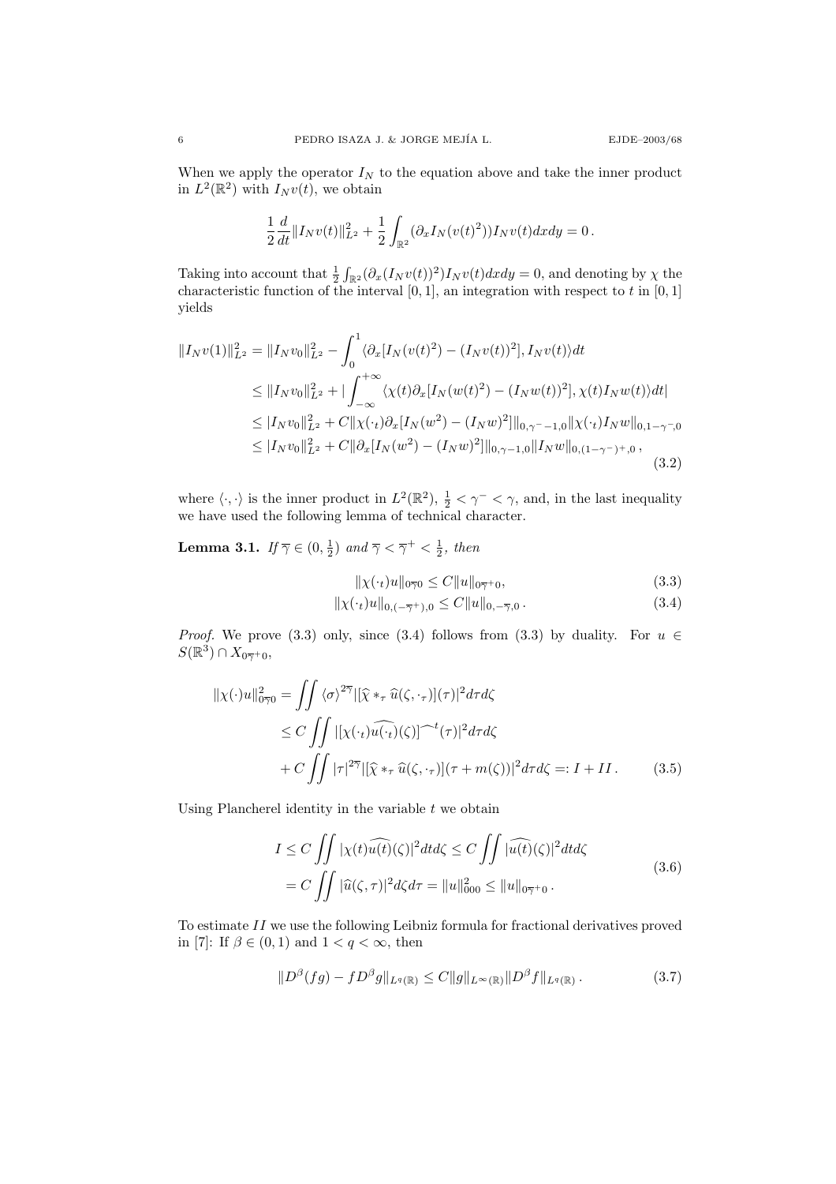When we apply the operator $I_N$ to the equation above and take the inner product in $L^2(\mathbb{R}^2)$ with $I_N v(t)$, we obtain

$$\frac{1}{2}\frac{d}{dt}\|I_N v(t)\|_{L^2}^2 + \frac{1}{2}\int_{\mathbb{R}^2}(\partial_x I_N(v(t)^2))I_N v(t)dxdy = 0\,.$$

Taking into account that $\frac{1}{2}\int_{\mathbb{R}^2}(\partial_x(I_N v(t))^2)I_N v(t)dxdy = 0$, and denoting by $\chi$ the characteristic function of the interval $[0,1]$, an integration with respect to $t$ in $[0,1]$ yields

$$\begin{aligned}
\|I_N v(1)\|_{L^2}^2 &= \|I_N v_0\|_{L^2}^2 - \int_0^1 \langle \partial_x[I_N(v(t)^2) - (I_N v(t))^2], I_N v(t)\rangle dt \\
&\leq \|I_N v_0\|_{L^2}^2 + \Big|\int_{-\infty}^{+\infty}\langle \chi(t)\partial_x[I_N(w(t)^2) - (I_N w(t))^2], \chi(t) I_N w(t)\rangle dt\Big| \\
&\leq |I_N v_0\|_{L^2}^2 + C\|\chi(\cdot_t)\partial_x[I_N(w^2) - (I_N w)^2]\|_{0,\gamma^- - 1,0}\|\chi(\cdot_t)I_N w\|_{0,1-\gamma^-,0} \\
&\leq |I_N v_0\|_{L^2}^2 + C\|\partial_x[I_N(w^2) - (I_N w)^2]\|_{0,\gamma-1,0}\|I_N w\|_{0,(1-\gamma^-)^+,0}\,,
\end{aligned} \tag{3.2}$$

where $\langle\cdot,\cdot\rangle$ is the inner product in $L^2(\mathbb{R}^2)$, $\frac{1}{2} < \gamma^- < \gamma$, and, in the last inequality we have used the following lemma of technical character.

**Lemma 3.1.** *If* $\overline{\gamma} \in (0, \frac{1}{2})$ *and* $\overline{\gamma} < \overline{\gamma}^+ < \frac{1}{2}$, *then*

$$\|\chi(\cdot_t)u\|_{0\overline{\gamma}0} \leq C\|u\|_{0\overline{\gamma}^+0}, \tag{3.3}$$

$$\|\chi(\cdot_t)u\|_{0,(-\overline{\gamma}^+),0} \leq C\|u\|_{0,-\overline{\gamma},0}\,. \tag{3.4}$$

*Proof.* We prove (3.3) only, since (3.4) follows from (3.3) by duality. For $u \in S(\mathbb{R}^3) \cap X_{0\overline{\gamma}^+0}$,

$$\begin{aligned}
\|\chi(\cdot)u\|_{0\overline{\gamma}0}^2 &= \iint \langle\sigma\rangle^{2\overline{\gamma}}|[\widehat{\chi} *_\tau \widehat{u}(\zeta,\cdot_\tau)](\tau)|^2 d\tau d\zeta \\
&\leq C\iint |[\chi(\cdot_t)\widehat{u(\cdot_t)}(\zeta)]^{\frown t}(\tau)|^2 d\tau d\zeta \\
&\quad + C\iint |\tau|^{2\overline{\gamma}}|[\widehat{\chi} *_\tau \widehat{u}(\zeta,\cdot_\tau)](\tau + m(\zeta))|^2 d\tau d\zeta =: I + II\,.
\end{aligned} \tag{3.5}$$

Using Plancherel identity in the variable $t$ we obtain

$$\begin{aligned}
I &\leq C\iint |\chi(t)\widehat{u(t)}(\zeta)|^2 dt d\zeta \leq C\iint |\widehat{u(t)}(\zeta)|^2 dt d\zeta \\
&= C\iint |\widehat{u}(\zeta,\tau)|^2 d\zeta d\tau = \|u\|_{000}^2 \leq \|u\|_{0\overline{\gamma}^+0}\,.
\end{aligned} \tag{3.6}$$

To estimate $II$ we use the following Leibniz formula for fractional derivatives proved in [7]: If $\beta \in (0,1)$ and $1 < q < \infty$, then

$$\|D^\beta(fg) - fD^\beta g\|_{L^q(\mathbb{R})} \leq C\|g\|_{L^\infty(\mathbb{R})}\|D^\beta f\|_{L^q(\mathbb{R})}\,. \tag{3.7}$$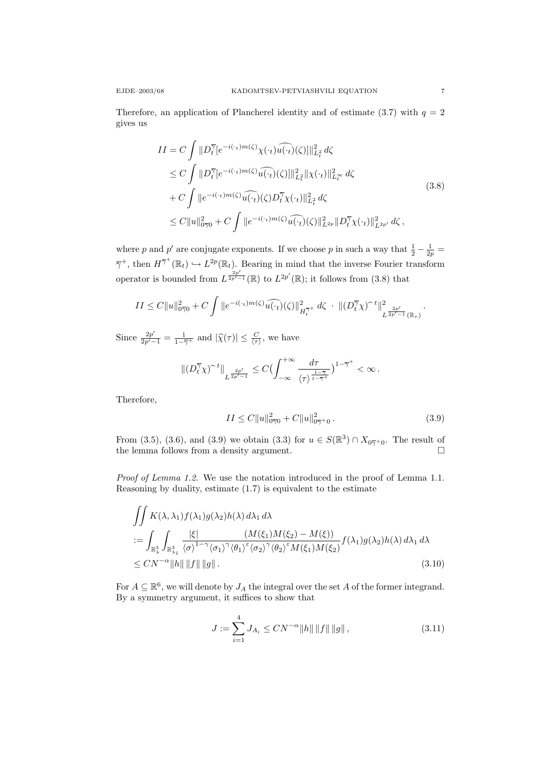Therefore, an application of Plancherel identity and of estimate (3.7) with $q = 2$ gives us

$$
\begin{aligned}
II &= C \int \| D_t^{\overline{\gamma}} [e^{-i(\cdot_t) m(\zeta)} \chi(\cdot_t) \widehat{u(\cdot_t)}(\zeta)] \|_{L_t^2}^2 \, d\zeta \\
&\le C \int \| D_t^{\overline{\gamma}} [e^{-i(\cdot_t) m(\zeta)} \widehat{u(\cdot_t)}(\zeta)] \|_{L_t^2}^2 \|\chi(\cdot_t)\|_{L_t^\infty}^2 \, d\zeta \\
&\quad + C \int \| e^{-i(\cdot_t) m(\zeta)} \widehat{u(\cdot_t)}(\zeta) D_t^{\overline{\gamma}} \chi(\cdot_t) \|_{L_t^2}^2 \, d\zeta \\
&\le C \|u\|_{0\overline{\gamma}0}^2 + C \int \| e^{-i(\cdot_t) m(\zeta)} \widehat{u(\cdot_t)}(\zeta) \|_{L^{2p}}^2 \| D_t^{\overline{\gamma}} \chi(\cdot_t) \|_{L^{2p'}}^2 \, d\zeta \,,
\end{aligned}
\tag{3.8}
$$

where $p$ and $p'$ are conjugate exponents. If we choose $p$ in such a way that $\frac{1}{2} - \frac{1}{2p} = \overline{\gamma}^+$, then $H^{\overline{\gamma}^+}(\mathbb{R}_t) \hookrightarrow L^{2p}(\mathbb{R}_t)$. Bearing in mind that the inverse Fourier transform operator is bounded from $L^{\frac{2p'}{2p'-1}}(\mathbb{R})$ to $L^{2p'}(\mathbb{R})$; it follows from (3.8) that

$$
II \le C \|u\|_{0\overline{\gamma}0}^2 + C \int \| e^{-i(\cdot_t) m(\zeta)} \widehat{u(\cdot_t)}(\zeta) \|_{H_t^{\overline{\gamma}^+}}^2 \, d\zeta \; \cdot \; \| (D_t^{\overline{\gamma}} \chi)^{\widehat{\ }\, t} \|_{L^{\frac{2p'}{2p'-1}}(\mathbb{R}_\tau)}^2 \,.
$$

Since $\frac{2p'}{2p'-1} = \frac{1}{1-\overline{\gamma}^+}$ and $|\widehat{\chi}(\tau)| \le \frac{C}{\langle \tau \rangle}$, we have

$$
\| (D_t^{\overline{\gamma}} \chi)^{\widehat{\ }\, t} \|_{L^{\frac{2p'}{2p'-1}}} \le C \Big( \int_{-\infty}^{+\infty} \frac{d\tau}{\langle \tau \rangle^{\frac{1-\overline{\gamma}}{1-\overline{\gamma}^+}}} \Big)^{1-\overline{\gamma}^+} < \infty \,.
$$

Therefore,

$$
II \le C \|u\|_{0\overline{\gamma}0}^2 + C \|u\|_{0\overline{\gamma}^+0}^2 \,. \tag{3.9}
$$

From (3.5), (3.6), and (3.9) we obtain (3.3) for $u \in S(\mathbb{R}^3) \cap X_{0\overline{\gamma}^+0}$. The result of the lemma follows from a density argument. $\square$

*Proof of Lemma 1.2.* We use the notation introduced in the proof of Lemma 1.1. Reasoning by duality, estimate (1.7) is equivalent to the estimate

$$
\begin{aligned}
&\iint K(\lambda, \lambda_1) f(\lambda_1) g(\lambda_2) h(\lambda) \, d\lambda_1 \, d\lambda \\
&:= \int_{\mathbb{R}^3_\lambda} \int_{\mathbb{R}^3_{\lambda_1}} \frac{|\xi|}{\langle \sigma \rangle^{1-\gamma} \langle \sigma_1 \rangle^{\gamma} \langle \theta_1 \rangle^{\varepsilon} \langle \sigma_2 \rangle^{\gamma} \langle \theta_2 \rangle^{\varepsilon}} \frac{(M(\xi_1) M(\xi_2) - M(\xi))}{M(\xi_1) M(\xi_2)} f(\lambda_1) g(\lambda_2) h(\lambda) \, d\lambda_1 \, d\lambda \\
&\le C N^{-\alpha} \|h\| \, \|f\| \, \|g\| \,.
\end{aligned}
\tag{3.10}
$$

For $A \subseteq \mathbb{R}^6$, we will denote by $J_A$ the integral over the set $A$ of the former integrand. By a symmetry argument, it suffices to show that

$$
J := \sum_{i=1}^{4} J_{A_i} \le C N^{-\alpha} \|h\| \, \|f\| \, \|g\| \,, \tag{3.11}
$$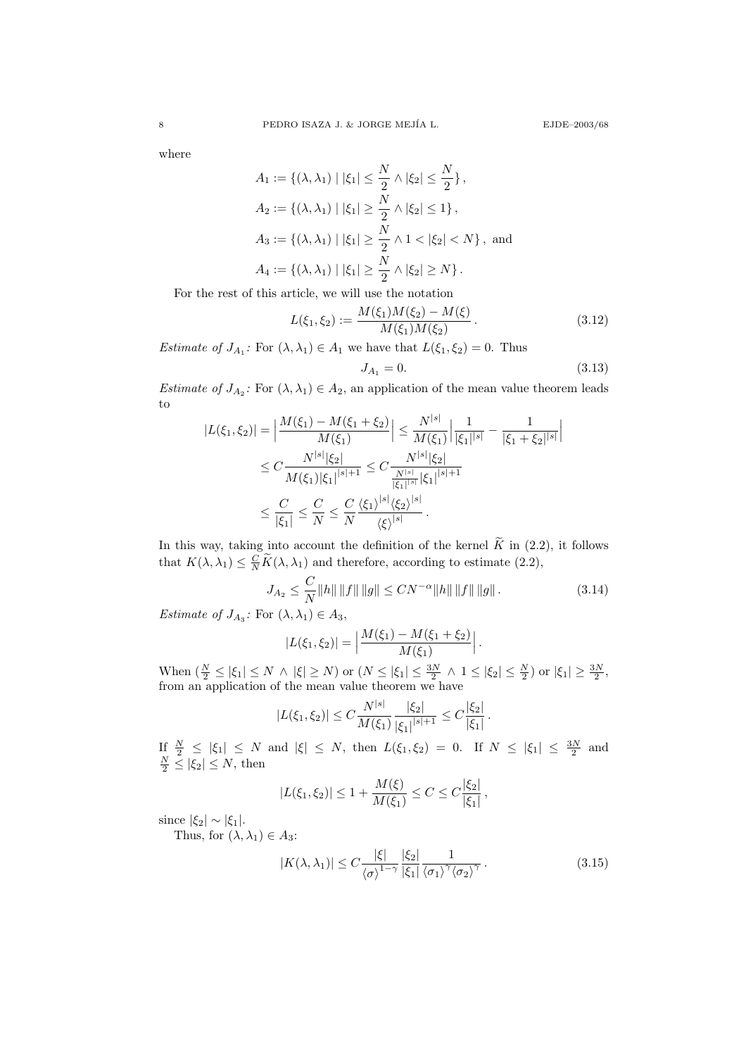where

$$
\begin{aligned}
A_1 &:= \{(\lambda, \lambda_1) \mid |\xi_1| \le \frac{N}{2} \wedge |\xi_2| \le \frac{N}{2}\}, \\
A_2 &:= \{(\lambda, \lambda_1) \mid |\xi_1| \ge \frac{N}{2} \wedge |\xi_2| \le 1\}, \\
A_3 &:= \{(\lambda, \lambda_1) \mid |\xi_1| \ge \frac{N}{2} \wedge 1 < |\xi_2| < N\}, \text{ and} \\
A_4 &:= \{(\lambda, \lambda_1) \mid |\xi_1| \ge \frac{N}{2} \wedge |\xi_2| \ge N\}.
\end{aligned}
$$

For the rest of this article, we will use the notation

$$
L(\xi_1, \xi_2) := \frac{M(\xi_1)M(\xi_2) - M(\xi)}{M(\xi_1)M(\xi_2)}. \tag{3.12}
$$

*Estimate of $J_{A_1}$:* For $(\lambda, \lambda_1) \in A_1$ we have that $L(\xi_1, \xi_2) = 0$. Thus

$$
J_{A_1} = 0. \tag{3.13}
$$

*Estimate of $J_{A_2}$:* For $(\lambda, \lambda_1) \in A_2$, an application of the mean value theorem leads to

$$
\begin{aligned}
|L(\xi_1, \xi_2)| &= \Big| \frac{M(\xi_1) - M(\xi_1 + \xi_2)}{M(\xi_1)} \Big| \le \frac{N^{|s|}}{M(\xi_1)} \Big| \frac{1}{|\xi_1|^{|s|}} - \frac{1}{|\xi_1 + \xi_2|^{|s|}} \Big| \\
&\le C \frac{N^{|s|} |\xi_2|}{M(\xi_1) |\xi_1|^{|s|+1}} \le C \frac{N^{|s|} |\xi_2|}{\frac{N^{|s|}}{|\xi_1|^{|s|}} |\xi_1|^{|s|+1}} \\
&\le \frac{C}{|\xi_1|} \le \frac{C}{N} \le \frac{C}{N} \frac{\langle \xi_1 \rangle^{|s|} \langle \xi_2 \rangle^{|s|}}{\langle \xi \rangle^{|s|}}.
\end{aligned}
$$

In this way, taking into account the definition of the kernel $\widetilde{K}$ in (2.2), it follows that $K(\lambda, \lambda_1) \le \frac{C}{N} \widetilde{K}(\lambda, \lambda_1)$ and therefore, according to estimate (2.2),

$$
J_{A_2} \le \frac{C}{N} \|h\| \, \|f\| \, \|g\| \le C N^{-\alpha} \|h\| \, \|f\| \, \|g\|. \tag{3.14}
$$

*Estimate of $J_{A_3}$:* For $(\lambda, \lambda_1) \in A_3$,

$$
|L(\xi_1, \xi_2)| = \Big| \frac{M(\xi_1) - M(\xi_1 + \xi_2)}{M(\xi_1)} \Big|.
$$

When $(\frac{N}{2} \le |\xi_1| \le N \wedge |\xi| \ge N)$ or $(N \le |\xi_1| \le \frac{3N}{2} \wedge 1 \le |\xi_2| \le \frac{N}{2})$ or $|\xi_1| \ge \frac{3N}{2}$, from an application of the mean value theorem we have

$$
|L(\xi_1, \xi_2)| \le C \frac{N^{|s|}}{M(\xi_1)} \frac{|\xi_2|}{|\xi_1|^{|s|+1}} \le C \frac{|\xi_2|}{|\xi_1|}.
$$

If $\frac{N}{2} \le |\xi_1| \le N$ and $|\xi| \le N$, then $L(\xi_1, \xi_2) = 0$. If $N \le |\xi_1| \le \frac{3N}{2}$ and $\frac{N}{2} \le |\xi_2| \le N$, then

$$
|L(\xi_1, \xi_2)| \le 1 + \frac{M(\xi)}{M(\xi_1)} \le C \le C \frac{|\xi_2|}{|\xi_1|},
$$

since $|\xi_2| \sim |\xi_1|$.

Thus, for $(\lambda, \lambda_1) \in A_3$:

$$
|K(\lambda, \lambda_1)| \le C \frac{|\xi|}{\langle \sigma \rangle^{1-\gamma}} \frac{|\xi_2|}{|\xi_1|} \frac{1}{\langle \sigma_1 \rangle^{\gamma} \langle \sigma_2 \rangle^{\gamma}}. \tag{3.15}
$$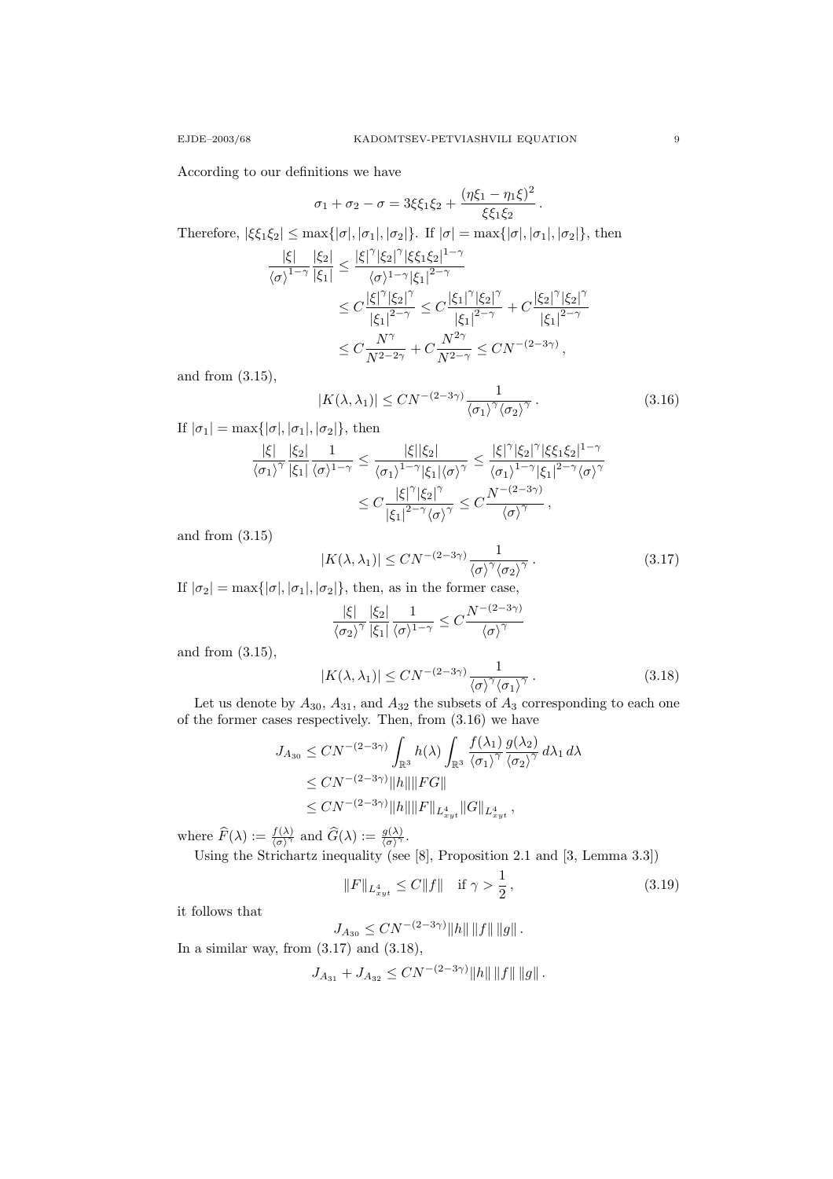According to our definitions we have

$$\sigma_1 + \sigma_2 - \sigma = 3\xi\xi_1\xi_2 + \frac{(\eta\xi_1 - \eta_1\xi)^2}{\xi\xi_1\xi_2}\,.$$

Therefore, $|\xi\xi_1\xi_2| \le \max\{|\sigma|, |\sigma_1|, |\sigma_2|\}$. If $|\sigma| = \max\{|\sigma|, |\sigma_1|, |\sigma_2|\}$, then

$$\begin{aligned}
\frac{|\xi|}{\langle\sigma\rangle^{1-\gamma}}\frac{|\xi_2|}{|\xi_1|} &\le \frac{|\xi|^\gamma |\xi_2|^\gamma |\xi\xi_1\xi_2|^{1-\gamma}}{\langle\sigma\rangle^{1-\gamma}|\xi_1|^{2-\gamma}} \\
&\le C\frac{|\xi|^\gamma |\xi_2|^\gamma}{|\xi_1|^{2-\gamma}} \le C\frac{|\xi_1|^\gamma |\xi_2|^\gamma}{|\xi_1|^{2-\gamma}} + C\frac{|\xi_2|^\gamma |\xi_2|^\gamma}{|\xi_1|^{2-\gamma}} \\
&\le C\frac{N^\gamma}{N^{2-2\gamma}} + C\frac{N^{2\gamma}}{N^{2-\gamma}} \le CN^{-(2-3\gamma)}\,,
\end{aligned}$$

and from (3.15),

$$|K(\lambda,\lambda_1)| \le CN^{-(2-3\gamma)}\frac{1}{\langle\sigma_1\rangle^\gamma\langle\sigma_2\rangle^\gamma}\,. \tag{3.16}$$

If $|\sigma_1| = \max\{|\sigma|, |\sigma_1|, |\sigma_2|\}$, then

$$\begin{aligned}
\frac{|\xi|}{\langle\sigma_1\rangle^\gamma}\frac{|\xi_2|}{|\xi_1|}\frac{1}{\langle\sigma\rangle^{1-\gamma}} &\le \frac{|\xi||\xi_2|}{\langle\sigma_1\rangle^{1-\gamma}|\xi_1|\langle\sigma\rangle^\gamma} \le \frac{|\xi|^\gamma |\xi_2|^\gamma |\xi\xi_1\xi_2|^{1-\gamma}}{\langle\sigma_1\rangle^{1-\gamma}|\xi_1|^{2-\gamma}\langle\sigma\rangle^\gamma} \\
&\le C\frac{|\xi|^\gamma |\xi_2|^\gamma}{|\xi_1|^{2-\gamma}\langle\sigma\rangle^\gamma} \le C\frac{N^{-(2-3\gamma)}}{\langle\sigma\rangle^\gamma}\,,
\end{aligned}$$

and from (3.15)

$$|K(\lambda,\lambda_1)| \le CN^{-(2-3\gamma)}\frac{1}{\langle\sigma\rangle^\gamma\langle\sigma_2\rangle^\gamma}\,. \tag{3.17}$$

If $|\sigma_2| = \max\{|\sigma|, |\sigma_1|, |\sigma_2|\}$, then, as in the former case,

$$\frac{|\xi|}{\langle\sigma_2\rangle^\gamma}\frac{|\xi_2|}{|\xi_1|}\frac{1}{\langle\sigma\rangle^{1-\gamma}} \le C\frac{N^{-(2-3\gamma)}}{\langle\sigma\rangle^\gamma}$$

and from (3.15),

$$|K(\lambda,\lambda_1)| \le CN^{-(2-3\gamma)}\frac{1}{\langle\sigma\rangle^\gamma\langle\sigma_1\rangle^\gamma}\,. \tag{3.18}$$

Let us denote by $A_{30}$, $A_{31}$, and $A_{32}$ the subsets of $A_3$ corresponding to each one of the former cases respectively. Then, from (3.16) we have

$$\begin{aligned}
J_{A_{30}} &\le CN^{-(2-3\gamma)}\int_{\mathbb{R}^3} h(\lambda)\int_{\mathbb{R}^3}\frac{f(\lambda_1)}{\langle\sigma_1\rangle^\gamma}\frac{g(\lambda_2)}{\langle\sigma_2\rangle^\gamma}\,d\lambda_1\,d\lambda \\
&\le CN^{-(2-3\gamma)}\|h\|\|FG\| \\
&\le CN^{-(2-3\gamma)}\|h\|\|F\|_{L^4_{xyt}}\|G\|_{L^4_{xyt}}\,,
\end{aligned}$$

where $\widehat{F}(\lambda) := \frac{f(\lambda)}{\langle\sigma\rangle^\gamma}$ and $\widehat{G}(\lambda) := \frac{g(\lambda)}{\langle\sigma\rangle^\gamma}$.

Using the Strichartz inequality (see [8], Proposition 2.1 and [3, Lemma 3.3])

$$\|F\|_{L^4_{xyt}} \le C\|f\| \quad \text{if } \gamma > \frac{1}{2}\,, \tag{3.19}$$

it follows that

$$J_{A_{30}} \le CN^{-(2-3\gamma)}\|h\|\,\|f\|\,\|g\|\,.$$

In a similar way, from (3.17) and (3.18),

$$J_{A_{31}} + J_{A_{32}} \le CN^{-(2-3\gamma)}\|h\|\,\|f\|\,\|g\|\,.$$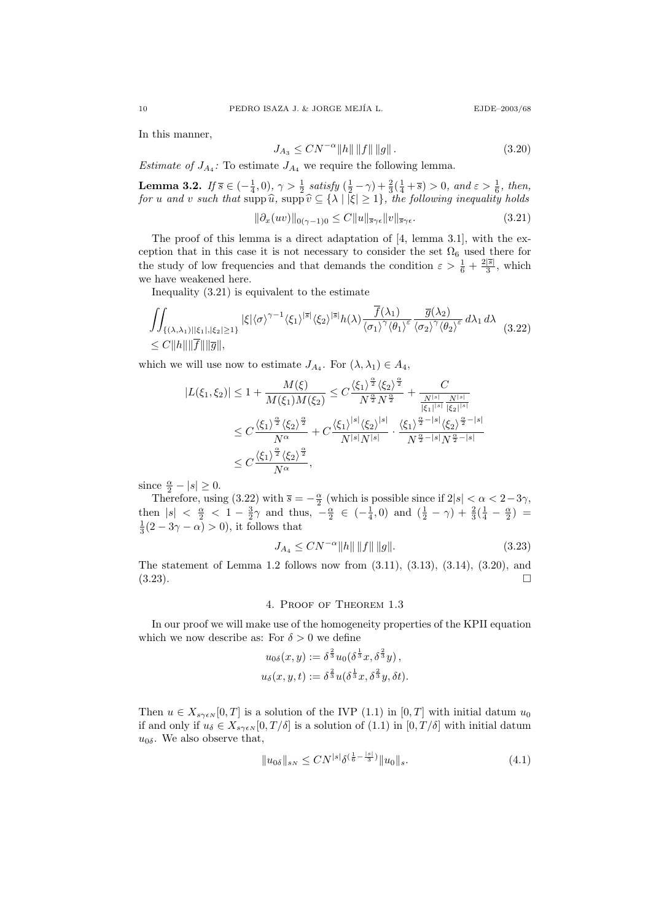In this manner,

$$J_{A_3} \le CN^{-\alpha}\|h\|\,\|f\|\,\|g\|\,. \tag{3.20}$$

*Estimate of $J_{A_4}$:* To estimate $J_{A_4}$ we require the following lemma.

**Lemma 3.2.** *If $\overline{s} \in (-\frac{1}{4},0)$, $\gamma > \frac{1}{2}$ satisfy $(\frac{1}{2}-\gamma)+\frac{2}{3}(\frac{1}{4}+\overline{s}) > 0$, and $\varepsilon > \frac{1}{6}$, then, for $u$ and $v$ such that $\operatorname{supp}\widehat{u}$, $\operatorname{supp}\widehat{v} \subseteq \{\lambda \mid |\xi| \ge 1\}$, the following inequality holds*

$$\|\partial_x(uv)\|_{0(\gamma-1)0} \le C\|u\|_{\overline{s}\gamma\epsilon}\|v\|_{\overline{s}\gamma\epsilon}. \tag{3.21}$$

The proof of this lemma is a direct adaptation of [4, lemma 3.1], with the exception that in this case it is not necessary to consider the set $\Omega_6$ used there for the study of low frequencies and that demands the condition $\varepsilon > \frac{1}{6}+\frac{2|\overline{s}|}{3}$, which we have weakened here.

Inequality (3.21) is equivalent to the estimate

$$\begin{aligned}
&\iint_{\{(\lambda,\lambda_1)||\xi_1|,|\xi_2|\ge 1\}} |\xi|\langle\sigma\rangle^{\gamma-1}\langle\xi_1\rangle^{|\overline{s}|}\langle\xi_2\rangle^{|\overline{s}|}h(\lambda)\frac{\overline{f}(\lambda_1)}{\langle\sigma_1\rangle^{\gamma}\langle\theta_1\rangle^{\varepsilon}}\frac{\overline{g}(\lambda_2)}{\langle\sigma_2\rangle^{\gamma}\langle\theta_2\rangle^{\varepsilon}}\,d\lambda_1\,d\lambda \\
&\le C\|h\|\|\overline{f}\|\|\overline{g}\|,
\end{aligned} \tag{3.22}$$

which we will use now to estimate $J_{A_4}$. For $(\lambda,\lambda_1) \in A_4$,

$$\begin{aligned}
|L(\xi_1,\xi_2)| &\le 1 + \frac{M(\xi)}{M(\xi_1)M(\xi_2)} \le C\frac{\langle\xi_1\rangle^{\frac{\alpha}{2}}\langle\xi_2\rangle^{\frac{\alpha}{2}}}{N^{\frac{\alpha}{2}}N^{\frac{\alpha}{2}}} + \frac{C}{\frac{N^{|s|}}{|\xi_1|^{|s|}}\frac{N^{|s|}}{|\xi_2|^{|s|}}} \\
&\le C\frac{\langle\xi_1\rangle^{\frac{\alpha}{2}}\langle\xi_2\rangle^{\frac{\alpha}{2}}}{N^{\alpha}} + C\frac{\langle\xi_1\rangle^{|s|}\langle\xi_2\rangle^{|s|}}{N^{|s|}N^{|s|}}\cdot\frac{\langle\xi_1\rangle^{\frac{\alpha}{2}-|s|}\langle\xi_2\rangle^{\frac{\alpha}{2}-|s|}}{N^{\frac{\alpha}{2}-|s|}N^{\frac{\alpha}{2}-|s|}} \\
&\le C\frac{\langle\xi_1\rangle^{\frac{\alpha}{2}}\langle\xi_2\rangle^{\frac{\alpha}{2}}}{N^{\alpha}},
\end{aligned}$$

since $\frac{\alpha}{2}-|s| \ge 0$.

Therefore, using (3.22) with $\overline{s} = -\frac{\alpha}{2}$ (which is possible since if $2|s| < \alpha < 2-3\gamma$, then $|s| < \frac{\alpha}{2} < 1-\frac{3}{2}\gamma$ and thus, $-\frac{\alpha}{2} \in (-\frac{1}{4},0)$ and $(\frac{1}{2}-\gamma)+\frac{2}{3}(\frac{1}{4}-\frac{\alpha}{2}) = \frac{1}{3}(2-3\gamma-\alpha) > 0$), it follows that

$$J_{A_4} \le CN^{-\alpha}\|h\|\,\|f\|\,\|g\|. \tag{3.23}$$

The statement of Lemma 1.2 follows now from (3.11), (3.13), (3.14), (3.20), and (3.23). $\square$

## 4. Proof of Theorem 1.3

In our proof we will make use of the homogeneity properties of the KPII equation which we now describe as: For $\delta > 0$ we define

$$\begin{aligned}
u_{0\delta}(x,y) &:= \delta^{\frac{2}{3}}u_0(\delta^{\frac{1}{3}}x,\delta^{\frac{2}{3}}y)\,, \\
u_{\delta}(x,y,t) &:= \delta^{\frac{2}{3}}u(\delta^{\frac{1}{3}}x,\delta^{\frac{2}{3}}y,\delta t).
\end{aligned}$$

Then $u \in X_{s\gamma\epsilon N}[0,T]$ is a solution of the IVP (1.1) in $[0,T]$ with initial datum $u_0$ if and only if $u_\delta \in X_{s\gamma\epsilon N}[0,T/\delta]$ is a solution of (1.1) in $[0,T/\delta]$ with initial datum $u_{0\delta}$. We also observe that,

$$\|u_{0\delta}\|_{sN} \le CN^{|s|}\delta^{(\frac{1}{6}-\frac{|s|}{3})}\|u_0\|_s. \tag{4.1}$$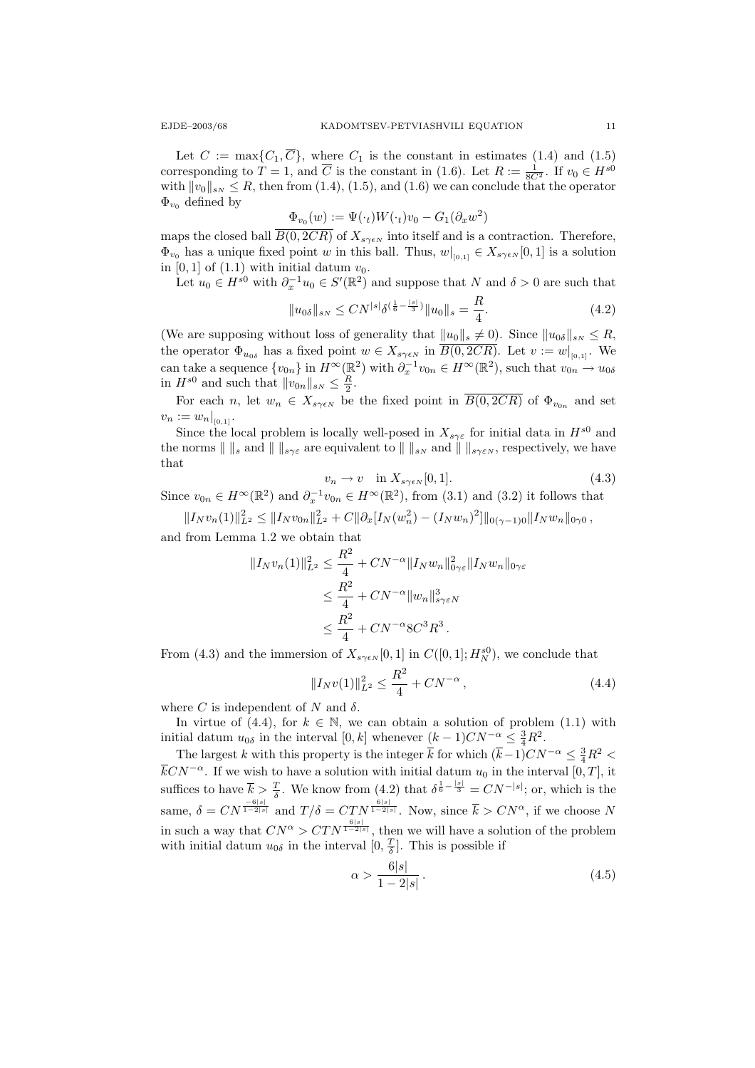Let $C := \max\{C_1, \overline{C}\}$, where $C_1$ is the constant in estimates (1.4) and (1.5) corresponding to $T = 1$, and $\overline{C}$ is the constant in (1.6). Let $R := \frac{1}{8C^2}$. If $v_0 \in H^{s0}$ with $\|v_0\|_{sN} \le R$, then from (1.4), (1.5), and (1.6) we can conclude that the operator $\Phi_{v_0}$ defined by

$$\Phi_{v_0}(w) := \Psi(\cdot_t)W(\cdot_t)v_0 - G_1(\partial_x w^2)$$

maps the closed ball $\overline{B(0, 2CR)}$ of $X_{s\gamma\epsilon N}$ into itself and is a contraction. Therefore, $\Phi_{v_0}$ has a unique fixed point $w$ in this ball. Thus, $w|_{[0,1]} \in X_{s\gamma\epsilon N}[0,1]$ is a solution in $[0,1]$ of (1.1) with initial datum $v_0$.

Let $u_0 \in H^{s0}$ with $\partial_x^{-1}u_0 \in S'(\mathbb{R}^2)$ and suppose that $N$ and $\delta > 0$ are such that

$$\|u_{0\delta}\|_{sN} \le CN^{|s|}\delta^{(\frac{1}{6} - \frac{|s|}{3})}\|u_0\|_s = \frac{R}{4}. \tag{4.2}$$

(We are supposing without loss of generality that $\|u_0\|_s \neq 0$). Since $\|u_{0\delta}\|_{sN} \le R$, the operator $\Phi_{u_{0\delta}}$ has a fixed point $w \in X_{s\gamma\epsilon N}$ in $\overline{B(0, 2CR)}$. Let $v := w|_{[0,1]}$. We can take a sequence $\{v_{0n}\}$ in $H^\infty(\mathbb{R}^2)$ with $\partial_x^{-1}v_{0n} \in H^\infty(\mathbb{R}^2)$, such that $v_{0n} \to u_{0\delta}$ in $H^{s0}$ and such that $\|v_{0n}\|_{sN} \le \frac{R}{2}$.

For each $n$, let $w_n \in X_{s\gamma\epsilon N}$ be the fixed point in $\overline{B(0, 2CR)}$ of $\Phi_{v_{0n}}$ and set $v_n := w_n|_{[0,1]}$.

Since the local problem is locally well-posed in $X_{s\gamma\varepsilon}$ for initial data in $H^{s0}$ and the norms $\| \ \|_s$ and $\| \ \|_{s\gamma\varepsilon}$ are equivalent to $\| \ \|_{sN}$ and $\| \ \|_{s\gamma\varepsilon N}$, respectively, we have that

$$v_n \to v \quad \text{in } X_{s\gamma\epsilon N}[0,1]. \tag{4.3}$$

Since $v_{0n} \in H^\infty(\mathbb{R}^2)$ and $\partial_x^{-1}v_{0n} \in H^\infty(\mathbb{R}^2)$, from (3.1) and (3.2) it follows that

$$\|I_N v_n(1)\|_{L^2}^2 \le \|I_N v_{0n}\|_{L^2}^2 + C\|\partial_x[I_N(w_n^2) - (I_N w_n)^2]\|_{0(\gamma-1)0}\|I_N w_n\|_{0\gamma 0}\,,$$

and from Lemma 1.2 we obtain that

$$\begin{aligned}
\|I_N v_n(1)\|_{L^2}^2 &\le \frac{R^2}{4} + CN^{-\alpha}\|I_N w_n\|_{0\gamma\varepsilon}^2\|I_N w_n\|_{0\gamma\varepsilon} \\
&\le \frac{R^2}{4} + CN^{-\alpha}\|w_n\|_{s\gamma\varepsilon N}^3 \\
&\le \frac{R^2}{4} + CN^{-\alpha}8C^3R^3\,.
\end{aligned}$$

From (4.3) and the immersion of $X_{s\gamma\epsilon N}[0,1]$ in $C([0,1]; H_N^{s0})$, we conclude that

$$\|I_N v(1)\|_{L^2}^2 \le \frac{R^2}{4} + CN^{-\alpha}\,, \tag{4.4}$$

where $C$ is independent of $N$ and $\delta$.

In virtue of (4.4), for $k \in \mathbb{N}$, we can obtain a solution of problem (1.1) with initial datum $u_{0\delta}$ in the interval $[0,k]$ whenever $(k-1)CN^{-\alpha} \le \frac{3}{4}R^2$.

The largest $k$ with this property is the integer $\overline{k}$ for which $(\overline{k}-1)CN^{-\alpha} \le \frac{3}{4}R^2 < \overline{k}CN^{-\alpha}$. If we wish to have a solution with initial datum $u_0$ in the interval $[0,T]$, it suffices to have $\overline{k} > \frac{T}{\delta}$. We know from (4.2) that $\delta^{\frac{1}{6} - \frac{|s|}{3}} = CN^{-|s|}$; or, which is the same, $\delta = CN^{\frac{-6|s|}{1-2|s|}}$ and $T/\delta = CTN^{\frac{6|s|}{1-2|s|}}$. Now, since $\overline{k} > CN^\alpha$, if we choose $N$ in such a way that $CN^\alpha > CTN^{\frac{6|s|}{1-2|s|}}$, then we will have a solution of the problem with initial datum $u_{0\delta}$ in the interval $[0, \frac{T}{\delta}]$. This is possible if

$$\alpha > \frac{6|s|}{1-2|s|}\,. \tag{4.5}$$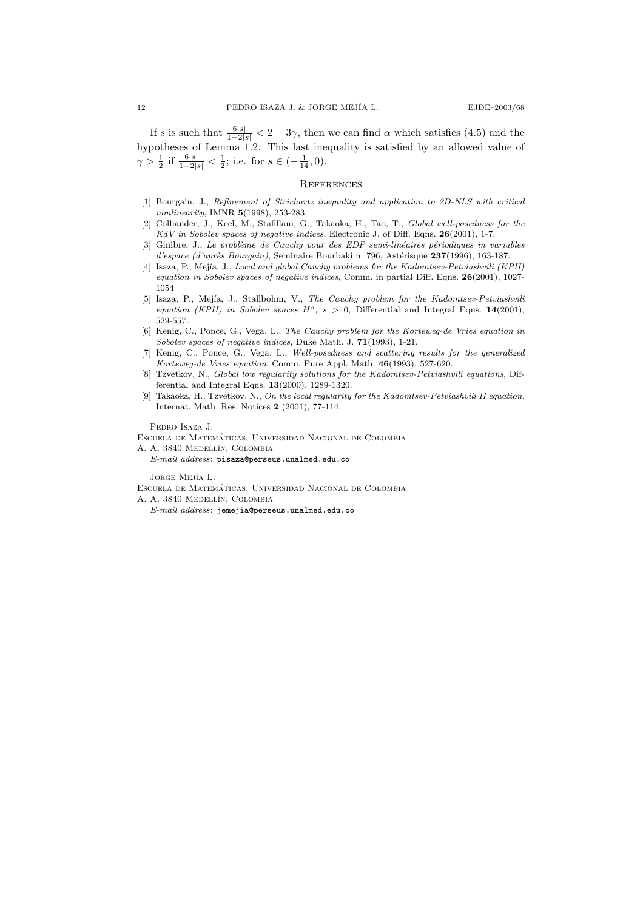If $s$ is such that $\frac{6|s|}{1-2|s|} < 2 - 3\gamma$, then we can find $\alpha$ which satisfies (4.5) and the hypotheses of Lemma 1.2. This last inequality is satisfied by an allowed value of $\gamma > \frac{1}{2}$ if $\frac{6|s|}{1-2|s|} < \frac{1}{2}$; i.e. for $s \in (-\frac{1}{14}, 0)$.

## References

[1] Bourgain, J., *Refinement of Strichartz inequality and application to 2D-NLS with critical nonlinearity*, IMNR **5**(1998), 253-283.

[2] Colliander, J., Keel, M., Stafillani, G., Takaoka, H., Tao, T., *Global well-posedness for the KdV in Sobolev spaces of negative indices*, Electronic J. of Diff. Eqns. **26**(2001), 1-7.

[3] Ginibre, J., *Le problème de Cauchy pour des EDP semi-linéaires périodiques in variables d'espace (d'après Bourgain)*, Seminaire Bourbaki n. 796, Astérisque **237**(1996), 163-187.

[4] Isaza, P., Mejía, J., *Local and global Cauchy problems for the Kadomtsev-Petviashvili (KPII) equation in Sobolev spaces of negative indices*, Comm. in partial Diff. Eqns. **26**(2001), 1027-1054

[5] Isaza, P., Mejía, J., Stallbohm, V., *The Cauchy problem for the Kadomtsev-Petviashvili equation (KPII) in Sobolev spaces $H^s$, $s > 0$*, Differential and Integral Eqns. **14**(2001), 529-557.

[6] Kenig, C., Ponce, G., Vega, L., *The Cauchy problem for the Korteweg-de Vries equation in Sobolev spaces of negative indices*, Duke Math. J. **71**(1993), 1-21.

[7] Kenig, C., Ponce, G., Vega, L., *Well-posedness and scattering results for the generalized Korteweg-de Vries equation*, Comm. Pure Appl. Math. **46**(1993), 527-620.

[8] Tzvetkov, N., *Global low regularity solutions for the Kadomtsev-Petviashvili equations*, Differential and Integral Eqns. **13**(2000), 1289-1320.

[9] Takaoka, H., Tzvetkov, N., *On the local regularity for the Kadomtsev-Petviashvili II equation*, Internat. Math. Res. Notices **2** (2001), 77-114.

Pedro Isaza J.
Escuela de Matemáticas, Universidad Nacional de Colombia
A. A. 3840 Medellín, Colombia
*E-mail address*: pisaza@perseus.unalmed.edu.co

Jorge Mejía L.
Escuela de Matemáticas, Universidad Nacional de Colombia
A. A. 3840 Medellín, Colombia
*E-mail address*: jemejia@perseus.unalmed.edu.co